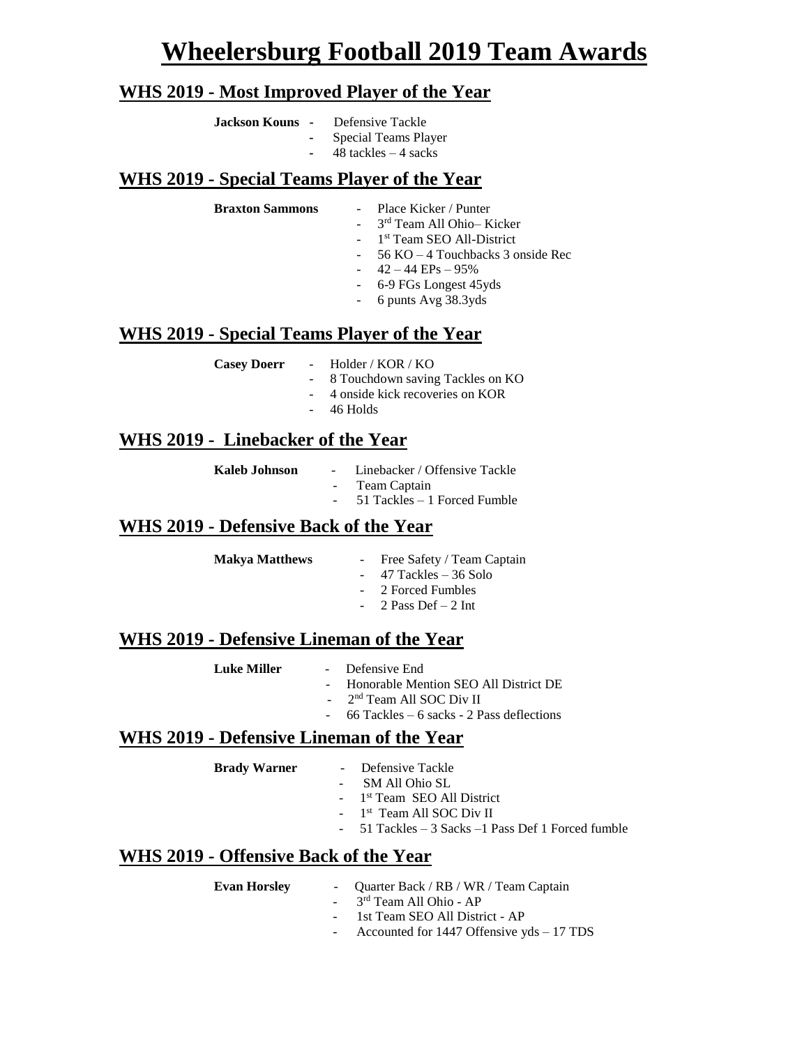# Wheelersburg Football 2019 Team Awards

## WHS 2019 - Most Improved Player of the Year

**Jackson Kouns**
- Defensive Tackle
- Special Teams Player
- 48 tackles – 4 sacks

## WHS 2019 - Special Teams Player of the Year

**Braxton Sammons**
- Place Kicker / Punter
- 3rd Team All Ohio– Kicker
- 1st Team SEO All-District
- 56 KO – 4 Touchbacks 3 onside Rec
- 42 – 44 EPs – 95%
- 6-9 FGs Longest 45yds
- 6 punts Avg 38.3yds

## WHS 2019 - Special Teams Player of the Year

**Casey Doerr**
- Holder / KOR / KO
- 8 Touchdown saving Tackles on KO
- 4 onside kick recoveries on KOR
- 46 Holds

## WHS 2019 - Linebacker of the Year

**Kaleb Johnson**
- Linebacker / Offensive Tackle
- Team Captain
- 51 Tackles – 1 Forced Fumble

## WHS 2019 - Defensive Back of the Year

**Makya Matthews**
- Free Safety / Team Captain
- 47 Tackles – 36 Solo
- 2 Forced Fumbles
- 2 Pass Def – 2 Int

## WHS 2019 - Defensive Lineman of the Year

**Luke Miller**
- Defensive End
- Honorable Mention SEO All District DE
- 2nd Team All SOC Div II
- 66 Tackles – 6 sacks - 2 Pass deflections

## WHS 2019 - Defensive Lineman of the Year

**Brady Warner**
- Defensive Tackle
- SM All Ohio SL
- 1st Team SEO All District
- 1st Team All SOC Div II
- 51 Tackles – 3 Sacks –1 Pass Def 1 Forced fumble

## WHS 2019 - Offensive Back of the Year

**Evan Horsley**
- Quarter Back / RB / WR / Team Captain
- 3rd Team All Ohio - AP
- 1st Team SEO All District - AP
- Accounted for 1447 Offensive yds – 17 TDS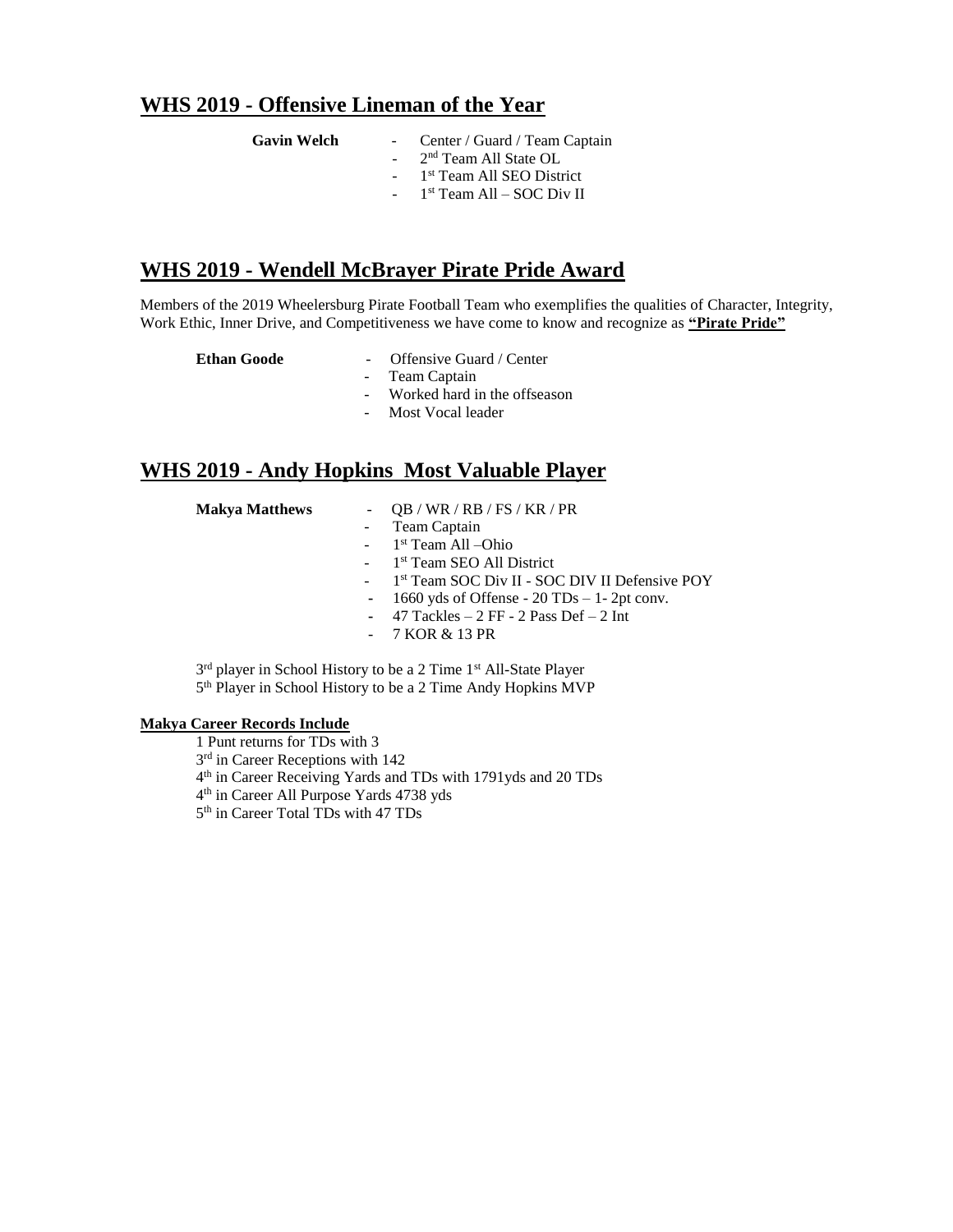## WHS 2019 - Offensive Lineman of the Year

**Gavin Welch**

- Center / Guard / Team Captain
- 2nd Team All State OL
- 1st Team All SEO District
- 1st Team All – SOC Div II

## WHS 2019 - Wendell McBrayer Pirate Pride Award

Members of the 2019 Wheelersburg Pirate Football Team who exemplifies the qualities of Character, Integrity, Work Ethic, Inner Drive, and Competitiveness we have come to know and recognize as **"Pirate Pride"**

**Ethan Goode**

- Offensive Guard / Center
- Team Captain
- Worked hard in the offseason
- Most Vocal leader

## WHS 2019 - Andy Hopkins Most Valuable Player

**Makya Matthews**

- QB / WR / RB / FS / KR / PR
- Team Captain
- 1st Team All –Ohio
- 1st Team SEO All District
- 1st Team SOC Div II - SOC DIV II Defensive POY
- 1660 yds of Offense - 20 TDs – 1- 2pt conv.
- 47 Tackles – 2 FF - 2 Pass Def – 2 Int
- 7 KOR & 13 PR

3rd player in School History to be a 2 Time 1st All-State Player
5th Player in School History to be a 2 Time Andy Hopkins MVP

**Makya Career Records Include**

1 Punt returns for TDs with 3
3rd in Career Receptions with 142
4th in Career Receiving Yards and TDs with 1791yds and 20 TDs
4th in Career All Purpose Yards 4738 yds
5th in Career Total TDs with 47 TDs